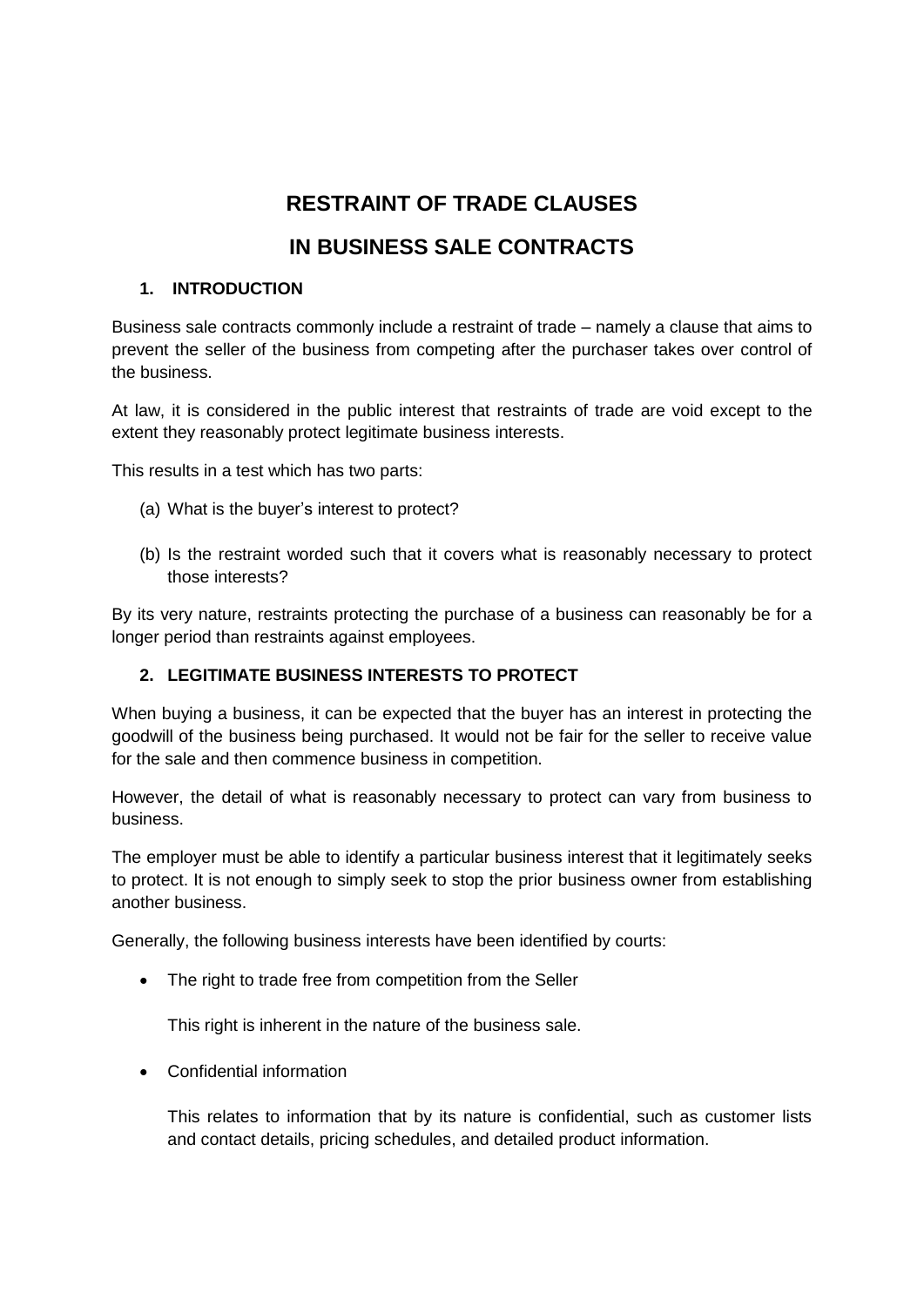# RESTRAINT OF TRADE CLAUSES

# IN BUSINESS SALE CONTRACTS

## 1. INTRODUCTION

Business sale contracts commonly include a restraint of trade – namely a clause that aims to prevent the seller of the business from competing after the purchaser takes over control of the business.

At law, it is considered in the public interest that restraints of trade are void except to the extent they reasonably protect legitimate business interests.

This results in a test which has two parts:

(a) What is the buyer's interest to protect?

(b) Is the restraint worded such that it covers what is reasonably necessary to protect those interests?

By its very nature, restraints protecting the purchase of a business can reasonably be for a longer period than restraints against employees.

## 2. LEGITIMATE BUSINESS INTERESTS TO PROTECT

When buying a business, it can be expected that the buyer has an interest in protecting the goodwill of the business being purchased. It would not be fair for the seller to receive value for the sale and then commence business in competition.

However, the detail of what is reasonably necessary to protect can vary from business to business.

The employer must be able to identify a particular business interest that it legitimately seeks to protect. It is not enough to simply seek to stop the prior business owner from establishing another business.

Generally, the following business interests have been identified by courts:

- The right to trade free from competition from the Seller

  This right is inherent in the nature of the business sale.

- Confidential information

  This relates to information that by its nature is confidential, such as customer lists and contact details, pricing schedules, and detailed product information.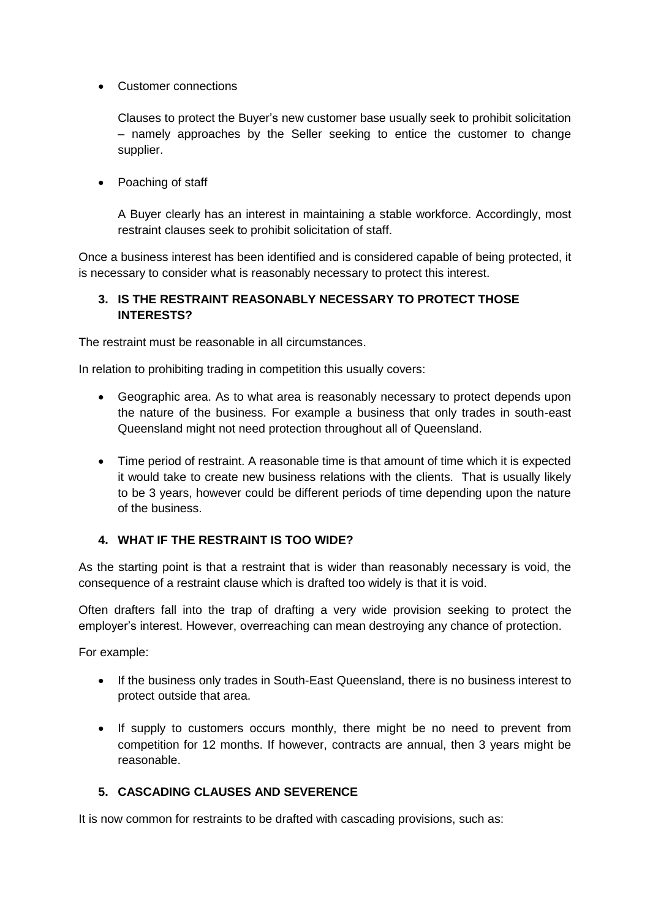- Customer connections

  Clauses to protect the Buyer's new customer base usually seek to prohibit solicitation – namely approaches by the Seller seeking to entice the customer to change supplier.

- Poaching of staff

  A Buyer clearly has an interest in maintaining a stable workforce. Accordingly, most restraint clauses seek to prohibit solicitation of staff.

Once a business interest has been identified and is considered capable of being protected, it is necessary to consider what is reasonably necessary to protect this interest.

### 3. IS THE RESTRAINT REASONABLY NECESSARY TO PROTECT THOSE INTERESTS?

The restraint must be reasonable in all circumstances.

In relation to prohibiting trading in competition this usually covers:

- Geographic area. As to what area is reasonably necessary to protect depends upon the nature of the business. For example a business that only trades in south-east Queensland might not need protection throughout all of Queensland.

- Time period of restraint. A reasonable time is that amount of time which it is expected it would take to create new business relations with the clients. That is usually likely to be 3 years, however could be different periods of time depending upon the nature of the business.

### 4. WHAT IF THE RESTRAINT IS TOO WIDE?

As the starting point is that a restraint that is wider than reasonably necessary is void, the consequence of a restraint clause which is drafted too widely is that it is void.

Often drafters fall into the trap of drafting a very wide provision seeking to protect the employer's interest. However, overreaching can mean destroying any chance of protection.

For example:

- If the business only trades in South-East Queensland, there is no business interest to protect outside that area.

- If supply to customers occurs monthly, there might be no need to prevent from competition for 12 months. If however, contracts are annual, then 3 years might be reasonable.

### 5. CASCADING CLAUSES AND SEVERENCE

It is now common for restraints to be drafted with cascading provisions, such as: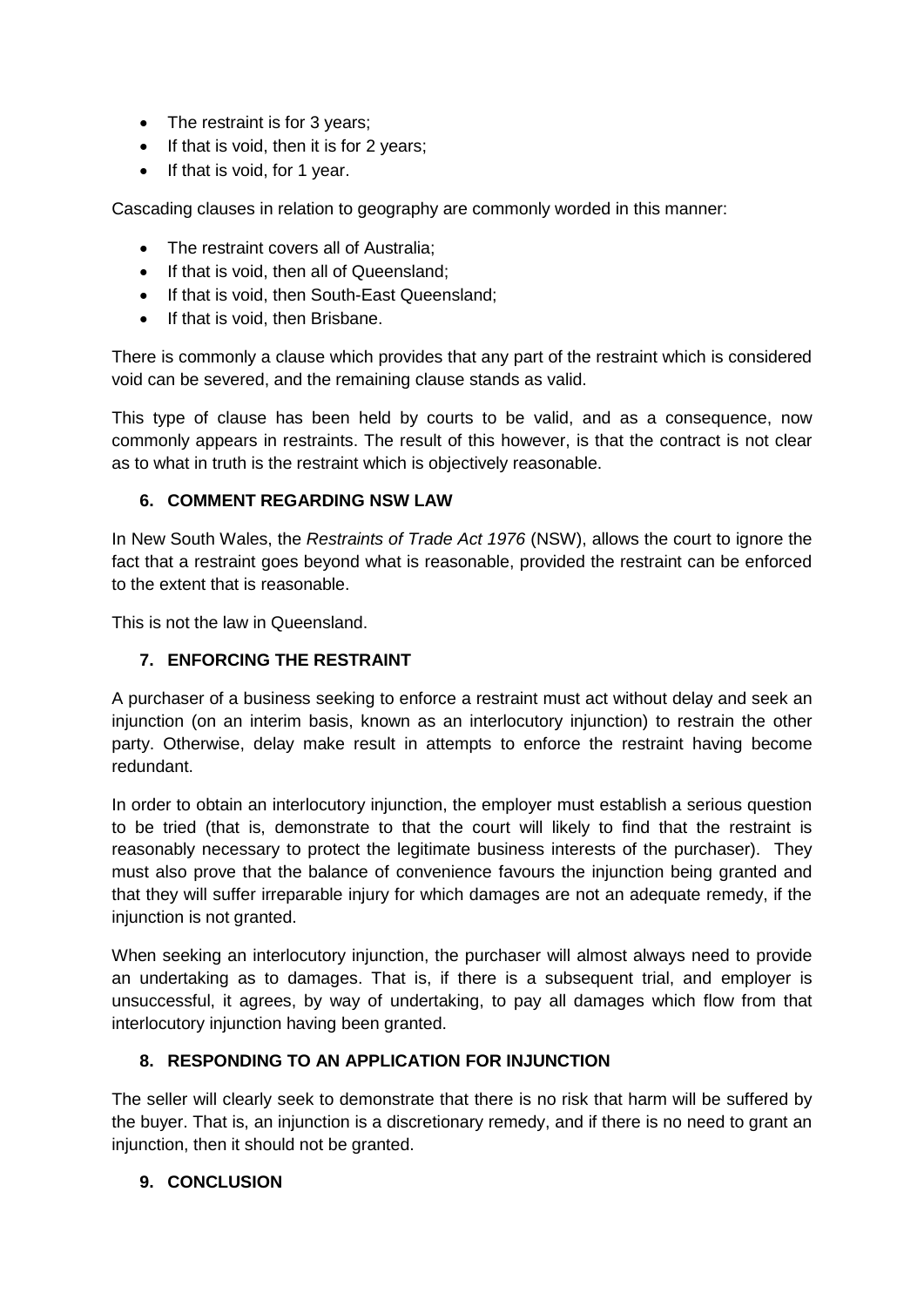- The restraint is for 3 years;
- If that is void, then it is for 2 years;
- If that is void, for 1 year.

Cascading clauses in relation to geography are commonly worded in this manner:

- The restraint covers all of Australia;
- If that is void, then all of Queensland;
- If that is void, then South-East Queensland;
- If that is void, then Brisbane.

There is commonly a clause which provides that any part of the restraint which is considered void can be severed, and the remaining clause stands as valid.

This type of clause has been held by courts to be valid, and as a consequence, now commonly appears in restraints. The result of this however, is that the contract is not clear as to what in truth is the restraint which is objectively reasonable.

## 6. COMMENT REGARDING NSW LAW

In New South Wales, the *Restraints of Trade Act 1976* (NSW), allows the court to ignore the fact that a restraint goes beyond what is reasonable, provided the restraint can be enforced to the extent that is reasonable.

This is not the law in Queensland.

## 7. ENFORCING THE RESTRAINT

A purchaser of a business seeking to enforce a restraint must act without delay and seek an injunction (on an interim basis, known as an interlocutory injunction) to restrain the other party. Otherwise, delay make result in attempts to enforce the restraint having become redundant.

In order to obtain an interlocutory injunction, the employer must establish a serious question to be tried (that is, demonstrate to that the court will likely to find that the restraint is reasonably necessary to protect the legitimate business interests of the purchaser). They must also prove that the balance of convenience favours the injunction being granted and that they will suffer irreparable injury for which damages are not an adequate remedy, if the injunction is not granted.

When seeking an interlocutory injunction, the purchaser will almost always need to provide an undertaking as to damages. That is, if there is a subsequent trial, and employer is unsuccessful, it agrees, by way of undertaking, to pay all damages which flow from that interlocutory injunction having been granted.

## 8. RESPONDING TO AN APPLICATION FOR INJUNCTION

The seller will clearly seek to demonstrate that there is no risk that harm will be suffered by the buyer. That is, an injunction is a discretionary remedy, and if there is no need to grant an injunction, then it should not be granted.

## 9. CONCLUSION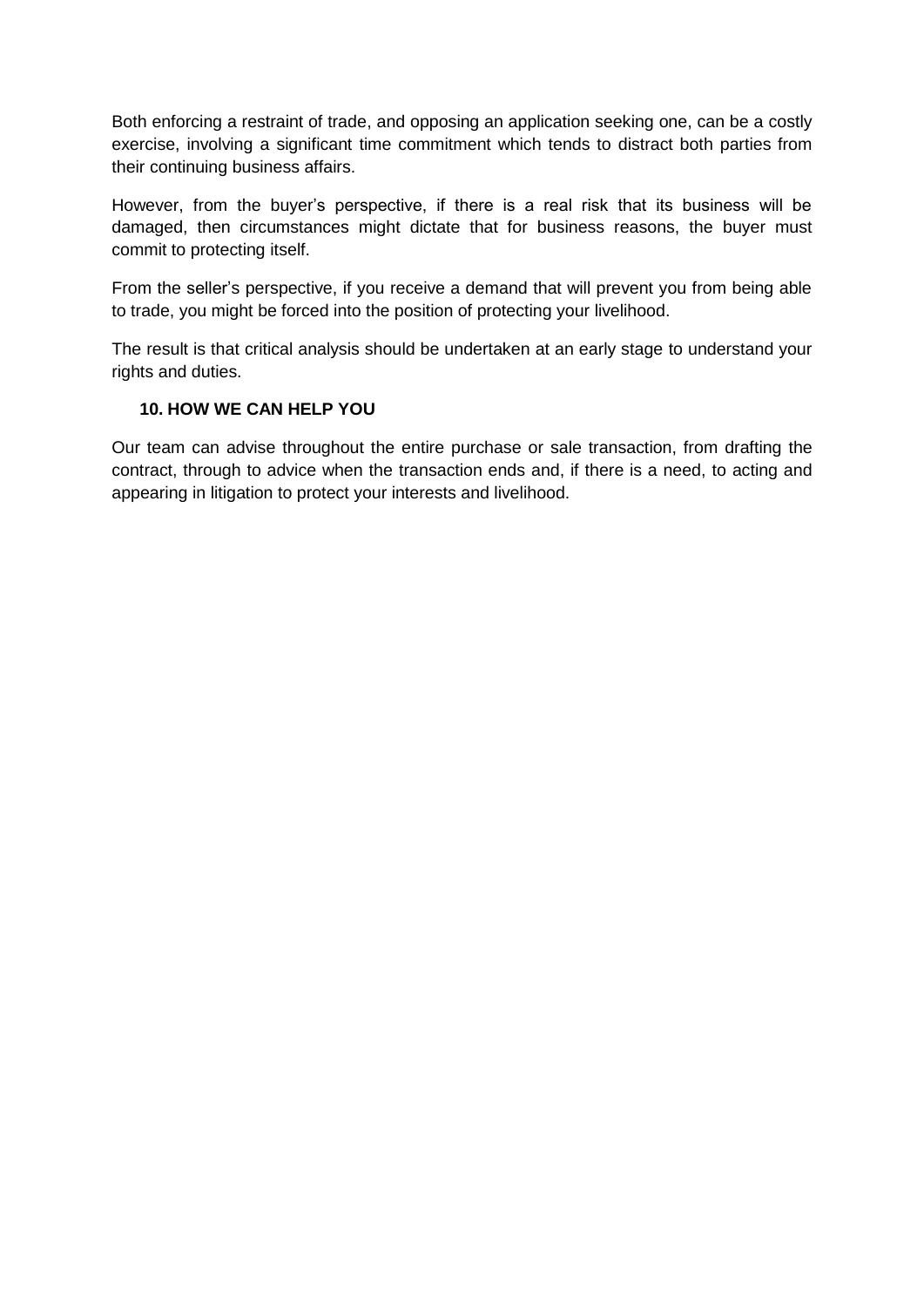Both enforcing a restraint of trade, and opposing an application seeking one, can be a costly exercise, involving a significant time commitment which tends to distract both parties from their continuing business affairs.

However, from the buyer's perspective, if there is a real risk that its business will be damaged, then circumstances might dictate that for business reasons, the buyer must commit to protecting itself.

From the seller's perspective, if you receive a demand that will prevent you from being able to trade, you might be forced into the position of protecting your livelihood.

The result is that critical analysis should be undertaken at an early stage to understand your rights and duties.

## 10. HOW WE CAN HELP YOU

Our team can advise throughout the entire purchase or sale transaction, from drafting the contract, through to advice when the transaction ends and, if there is a need, to acting and appearing in litigation to protect your interests and livelihood.